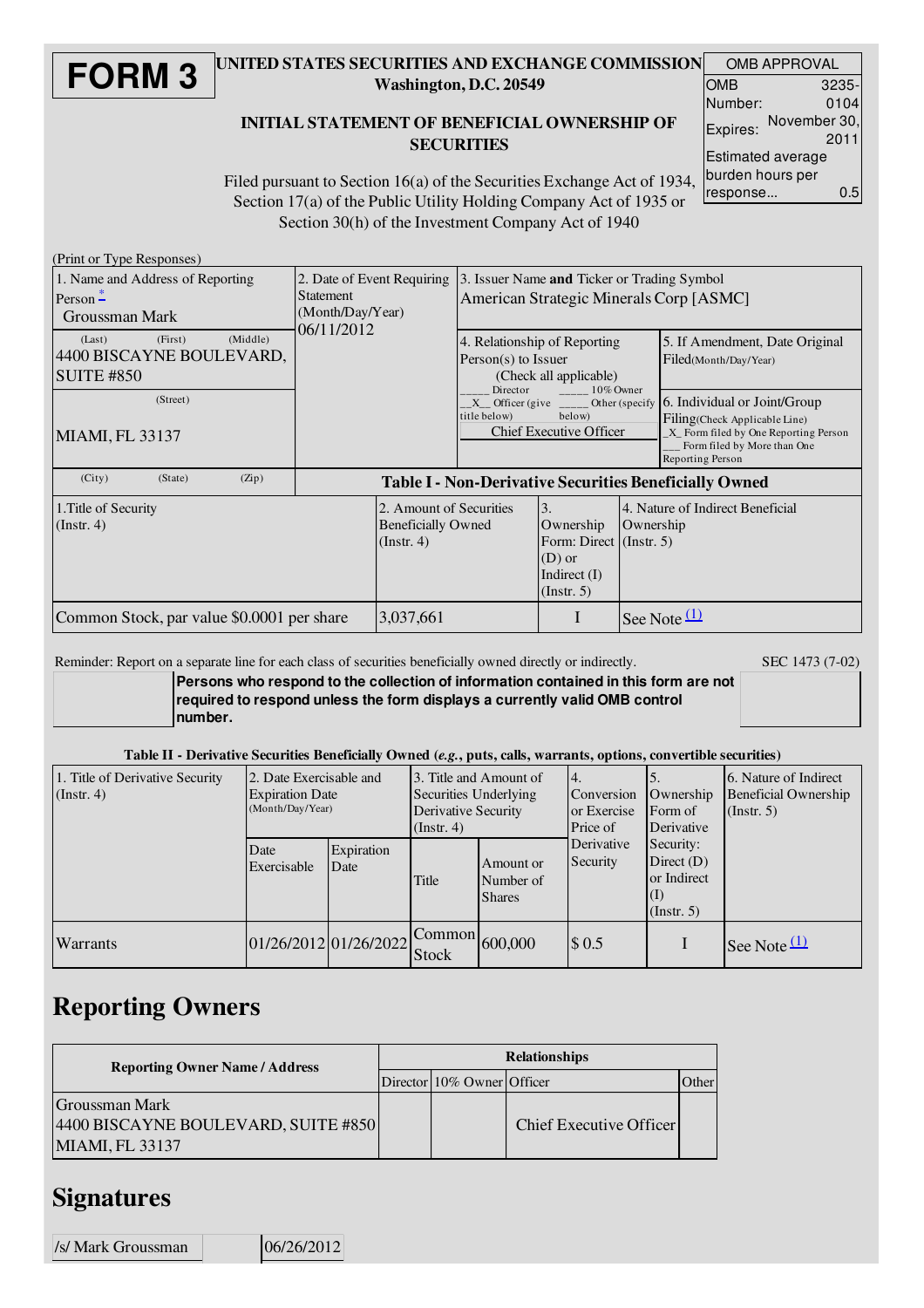# FORM 3

**UNITED STATES SECURITIES AND EXCHANGE COMMISSION**
**Washington, D.C. 20549**

**INITIAL STATEMENT OF BENEFICIAL OWNERSHIP OF SECURITIES**

Filed pursuant to Section 16(a) of the Securities Exchange Act of 1934, Section 17(a) of the Public Utility Holding Company Act of 1935 or Section 30(h) of the Investment Company Act of 1940

| OMB APPROVAL | |
|---|---|
| OMB Number: | 3235-0104 |
| Expires: | November 30, 2011 |
| Estimated average burden hours per response... | 0.5 |

(Print or Type Responses)

| 1. Name and Address of Reporting Person * | 2. Date of Event Requiring Statement (Month/Day/Year) | 3. Issuer Name **and** Ticker or Trading Symbol |
|---|---|---|
| Groussman Mark<br>(Last) (First) (Middle)<br>4400 BISCAYNE BOULEVARD, SUITE #850<br>(Street)<br>MIAMI, FL 33137<br>(City) (State) (Zip) | 06/11/2012 | American Strategic Minerals Corp [ASMC] |
| | | 4. Relationship of Reporting Person(s) to Issuer (Check all applicable)<br>\_\_\_\_ Director \_\_\_\_ 10% Owner<br>\_X\_ Officer (give title below) \_\_\_\_ Other (specify below)<br>Chief Executive Officer |
| | | 5. If Amendment, Date Original Filed(Month/Day/Year) |
| | | 6. Individual or Joint/Group Filing(Check Applicable Line)<br>\_X\_ Form filed by One Reporting Person<br>\_\_\_ Form filed by More than One Reporting Person |

**Table I - Non-Derivative Securities Beneficially Owned**

| 1.Title of Security (Instr. 4) | 2. Amount of Securities Beneficially Owned (Instr. 4) | 3. Ownership Form: Direct (D) or Indirect (I) (Instr. 5) | 4. Nature of Indirect Beneficial Ownership (Instr. 5) |
|---|---|---|---|
| Common Stock, par value $0.0001 per share | 3,037,661 | I | See Note (1) |

Reminder: Report on a separate line for each class of securities beneficially owned directly or indirectly.

SEC 1473 (7-02)

**Persons who respond to the collection of information contained in this form are not required to respond unless the form displays a currently valid OMB control number.**

**Table II - Derivative Securities Beneficially Owned (*e.g.*, puts, calls, warrants, options, convertible securities)**

| 1. Title of Derivative Security (Instr. 4) | 2. Date Exercisable and Expiration Date (Month/Day/Year) | | 3. Title and Amount of Securities Underlying Derivative Security (Instr. 4) | | 4. Conversion or Exercise Price of Derivative Security | 5. Ownership Form of Derivative Security: Direct (D) or Indirect (I) (Instr. 5) | 6. Nature of Indirect Beneficial Ownership (Instr. 5) |
|---|---|---|---|---|---|---|---|
| | Date Exercisable | Expiration Date | Title | Amount or Number of Shares | | | |
| Warrants | 01/26/2012 | 01/26/2022 | Common Stock | 600,000 | $ 0.5 | I | See Note (1) |

## Reporting Owners

| Reporting Owner Name / Address | Relationships | | | |
|---|---|---|---|---|
| | Director | 10% Owner | Officer | Other |
| Groussman Mark<br>4400 BISCAYNE BOULEVARD, SUITE #850<br>MIAMI, FL 33137 | | | Chief Executive Officer | |

## Signatures

| /s/ Mark Groussman | 06/26/2012 |
|---|---|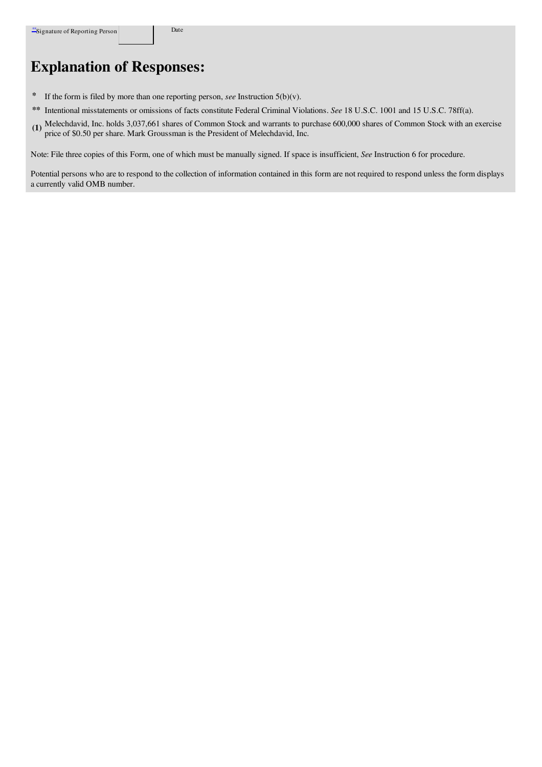| **Signature of Reporting Person | | Date |
| --- | --- | --- |

# Explanation of Responses:

\* If the form is filed by more than one reporting person, *see* Instruction 5(b)(v).

\** Intentional misstatements or omissions of facts constitute Federal Criminal Violations. *See* 18 U.S.C. 1001 and 15 U.S.C. 78ff(a).

**(1)** Melechdavid, Inc. holds 3,037,661 shares of Common Stock and warrants to purchase 600,000 shares of Common Stock with an exercise price of $0.50 per share. Mark Groussman is the President of Melechdavid, Inc.

Note: File three copies of this Form, one of which must be manually signed. If space is insufficient, *See* Instruction 6 for procedure.

Potential persons who are to respond to the collection of information contained in this form are not required to respond unless the form displays a currently valid OMB number.